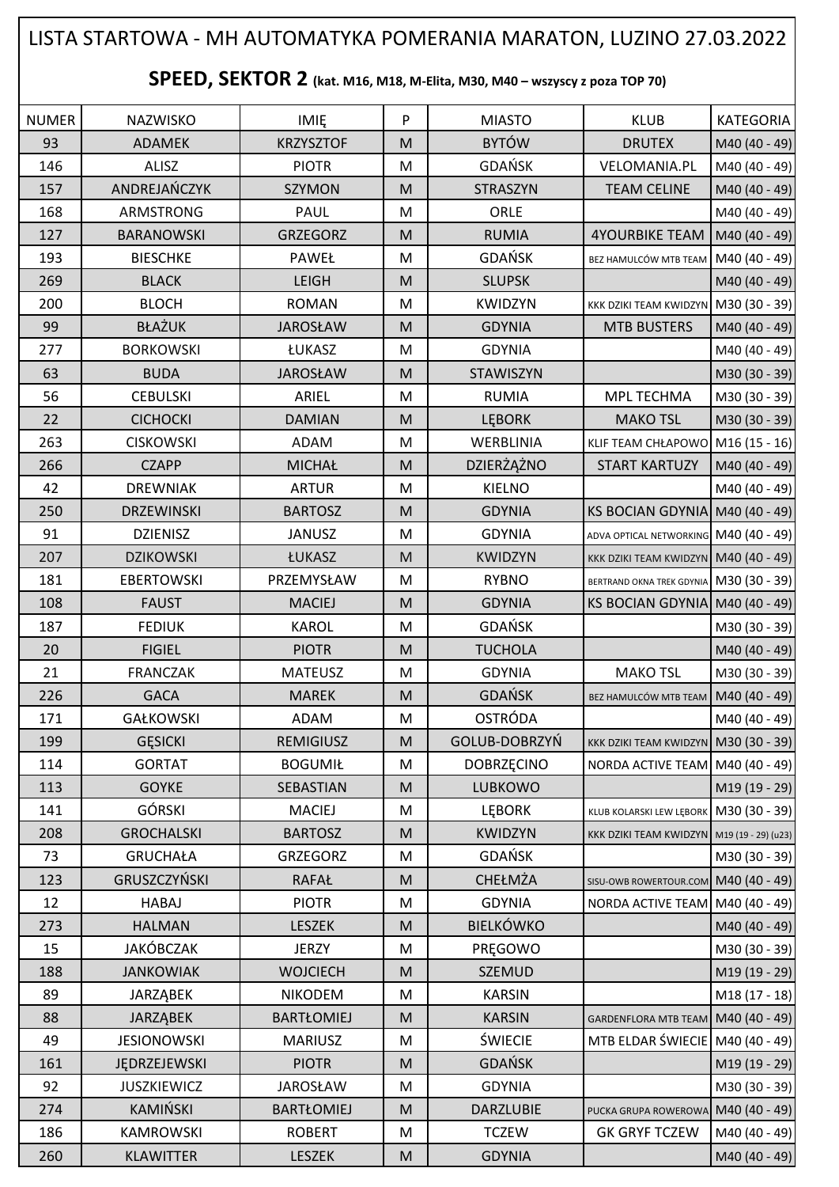# LISTA STARTOWA - MH AUTOMATYKA POMERANIA MARATON, LUZINO 27.03.2022

## SPEED, SEKTOR 2 (kat. M16, M18, M-Elita, M30, M40 – wszyscy z poza TOP 70)

| NUMER | NAZWISKO | IMIĘ | P | MIASTO | KLUB | KATEGORIA |
|---|---|---|---|---|---|---|
| 93 | ADAMEK | KRZYSZTOF | M | BYTÓW | DRUTEX | M40 (40 - 49) |
| 146 | ALISZ | PIOTR | M | GDAŃSK | VELOMANIA.PL | M40 (40 - 49) |
| 157 | ANDREJAŃCZYK | SZYMON | M | STRASZYN | TEAM CELINE | M40 (40 - 49) |
| 168 | ARMSTRONG | PAUL | M | ORLE | | M40 (40 - 49) |
| 127 | BARANOWSKI | GRZEGORZ | M | RUMIA | 4YOURBIKE TEAM | M40 (40 - 49) |
| 193 | BIESCHKE | PAWEŁ | M | GDAŃSK | BEZ HAMULCÓW MTB TEAM | M40 (40 - 49) |
| 269 | BLACK | LEIGH | M | SLUPSK | | M40 (40 - 49) |
| 200 | BLOCH | ROMAN | M | KWIDZYN | KKK DZIKI TEAM KWIDZYN | M30 (30 - 39) |
| 99 | BŁAŻUK | JAROSŁAW | M | GDYNIA | MTB BUSTERS | M40 (40 - 49) |
| 277 | BORKOWSKI | ŁUKASZ | M | GDYNIA | | M40 (40 - 49) |
| 63 | BUDA | JAROSŁAW | M | STAWISZYN | | M30 (30 - 39) |
| 56 | CEBULSKI | ARIEL | M | RUMIA | MPL TECHMA | M30 (30 - 39) |
| 22 | CICHOCKI | DAMIAN | M | LĘBORK | MAKO TSL | M30 (30 - 39) |
| 263 | CISKOWSKI | ADAM | M | WERBLINIA | KLIF TEAM CHŁAPOWO | M16 (15 - 16) |
| 266 | CZAPP | MICHAŁ | M | DZIERŻĄŻNO | START KARTUZY | M40 (40 - 49) |
| 42 | DREWNIAK | ARTUR | M | KIELNO | | M40 (40 - 49) |
| 250 | DRZEWINSKI | BARTOSZ | M | GDYNIA | KS BOCIAN GDYNIA | M40 (40 - 49) |
| 91 | DZIENISZ | JANUSZ | M | GDYNIA | ADVA OPTICAL NETWORKING | M40 (40 - 49) |
| 207 | DZIKOWSKI | ŁUKASZ | M | KWIDZYN | KKK DZIKI TEAM KWIDZYN | M40 (40 - 49) |
| 181 | EBERTOWSKI | PRZEMYSŁAW | M | RYBNO | BERTRAND OKNA TREK GDYNIA | M30 (30 - 39) |
| 108 | FAUST | MACIEJ | M | GDYNIA | KS BOCIAN GDYNIA | M40 (40 - 49) |
| 187 | FEDIUK | KAROL | M | GDAŃSK | | M30 (30 - 39) |
| 20 | FIGIEL | PIOTR | M | TUCHOLA | | M40 (40 - 49) |
| 21 | FRANCZAK | MATEUSZ | M | GDYNIA | MAKO TSL | M30 (30 - 39) |
| 226 | GACA | MAREK | M | GDAŃSK | BEZ HAMULCÓW MTB TEAM | M40 (40 - 49) |
| 171 | GAŁKOWSKI | ADAM | M | OSTRÓDA | | M40 (40 - 49) |
| 199 | GĘSICKI | REMIGIUSZ | M | GOLUB-DOBRZYŃ | KKK DZIKI TEAM KWIDZYN | M30 (30 - 39) |
| 114 | GORTAT | BOGUMIŁ | M | DOBRZĘCINO | NORDA ACTIVE TEAM | M40 (40 - 49) |
| 113 | GOYKE | SEBASTIAN | M | LUBKOWO | | M19 (19 - 29) |
| 141 | GÓRSKI | MACIEJ | M | LĘBORK | KLUB KOLARSKI LEW LĘBORK | M30 (30 - 39) |
| 208 | GROCHALSKI | BARTOSZ | M | KWIDZYN | KKK DZIKI TEAM KWIDZYN | M19 (19 - 29) (u23) |
| 73 | GRUCHAŁA | GRZEGORZ | M | GDAŃSK | | M30 (30 - 39) |
| 123 | GRUSZCZYŃSKI | RAFAŁ | M | CHEŁMŻA | SISU-OWB ROWERTOUR.COM | M40 (40 - 49) |
| 12 | HABAJ | PIOTR | M | GDYNIA | NORDA ACTIVE TEAM | M40 (40 - 49) |
| 273 | HALMAN | LESZEK | M | BIELKÓWKO | | M40 (40 - 49) |
| 15 | JAKÓBCZAK | JERZY | M | PRĘGOWO | | M30 (30 - 39) |
| 188 | JANKOWIAK | WOJCIECH | M | SZEMUD | | M19 (19 - 29) |
| 89 | JARZĄBEK | NIKODEM | M | KARSIN | | M18 (17 - 18) |
| 88 | JARZĄBEK | BARTŁOMIEJ | M | KARSIN | GARDENFLORA MTB TEAM | M40 (40 - 49) |
| 49 | JESIONOWSKI | MARIUSZ | M | ŚWIECIE | MTB ELDAR ŚWIECIE | M40 (40 - 49) |
| 161 | JĘDRZEJEWSKI | PIOTR | M | GDAŃSK | | M19 (19 - 29) |
| 92 | JUSZKIEWICZ | JAROSŁAW | M | GDYNIA | | M30 (30 - 39) |
| 274 | KAMIŃSKI | BARTŁOMIEJ | M | DARZLUBIE | PUCKA GRUPA ROWEROWA | M40 (40 - 49) |
| 186 | KAMROWSKI | ROBERT | M | TCZEW | GK GRYF TCZEW | M40 (40 - 49) |
| 260 | KLAWITTER | LESZEK | M | GDYNIA | | M40 (40 - 49) |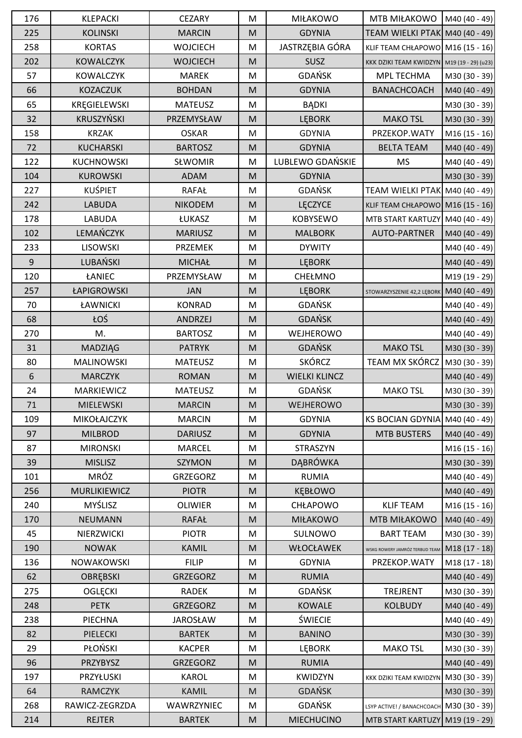| 176 | KLEPACKI | CEZARY | M | MIŁAKOWO | MTB MIŁAKOWO | M40 (40 - 49) |
|---|---|---|---|---|---|---|
| 225 | KOLINSKI | MARCIN | M | GDYNIA | TEAM WIELKI PTAK | M40 (40 - 49) |
| 258 | KORTAS | WOJCIECH | M | JASTRZĘBIA GÓRA | KLIF TEAM CHŁAPOWO | M16 (15 - 16) |
| 202 | KOWALCZYK | WOJCIECH | M | SUSZ | KKK DZIKI TEAM KWIDZYN | M19 (19 - 29) (u23) |
| 57 | KOWALCZYK | MAREK | M | GDAŃSK | MPL TECHMA | M30 (30 - 39) |
| 66 | KOZACZUK | BOHDAN | M | GDYNIA | BANACHCOACH | M40 (40 - 49) |
| 65 | KRĘGIELEWSKI | MATEUSZ | M | BĄDKI | | M30 (30 - 39) |
| 32 | KRUSZYŃSKI | PRZEMYSŁAW | M | LĘBORK | MAKO TSL | M30 (30 - 39) |
| 158 | KRZAK | OSKAR | M | GDYNIA | PRZEKOP.WATY | M16 (15 - 16) |
| 72 | KUCHARSKI | BARTOSZ | M | GDYNIA | BELTA TEAM | M40 (40 - 49) |
| 122 | KUCHNOWSKI | SŁWOMIR | M | LUBLEWO GDAŃSKIE | MS | M40 (40 - 49) |
| 104 | KUROWSKI | ADAM | M | GDYNIA | | M30 (30 - 39) |
| 227 | KUŚPIET | RAFAŁ | M | GDAŃSK | TEAM WIELKI PTAK | M40 (40 - 49) |
| 242 | LABUDA | NIKODEM | M | LĘCZYCE | KLIF TEAM CHŁAPOWO | M16 (15 - 16) |
| 178 | LABUDA | ŁUKASZ | M | KOBYSEWO | MTB START KARTUZY | M40 (40 - 49) |
| 102 | LEMAŃCZYK | MARIUSZ | M | MALBORK | AUTO-PARTNER | M40 (40 - 49) |
| 233 | LISOWSKI | PRZEMEK | M | DYWITY | | M40 (40 - 49) |
| 9 | LUBAŃSKI | MICHAŁ | M | LĘBORK | | M40 (40 - 49) |
| 120 | ŁANIEC | PRZEMYSŁAW | M | CHEŁMNO | | M19 (19 - 29) |
| 257 | ŁAPIGROWSKI | JAN | M | LĘBORK | STOWARZYSZENIE 42,2 LĘBORK | M40 (40 - 49) |
| 70 | ŁAWNICKI | KONRAD | M | GDAŃSK | | M40 (40 - 49) |
| 68 | ŁOŚ | ANDRZEJ | M | GDAŃSK | | M40 (40 - 49) |
| 270 | M. | BARTOSZ | M | WEJHEROWO | | M40 (40 - 49) |
| 31 | MADZIĄG | PATRYK | M | GDAŃSK | MAKO TSL | M30 (30 - 39) |
| 80 | MALINOWSKI | MATEUSZ | M | SKÓRCZ | TEAM MX SKÓRCZ | M30 (30 - 39) |
| 6 | MARCZYK | ROMAN | M | WIELKI KLINCZ | | M40 (40 - 49) |
| 24 | MARKIEWICZ | MATEUSZ | M | GDAŃSK | MAKO TSL | M30 (30 - 39) |
| 71 | MIELEWSKI | MARCIN | M | WEJHEROWO | | M30 (30 - 39) |
| 109 | MIKOŁAJCZYK | MARCIN | M | GDYNIA | KS BOCIAN GDYNIA | M40 (40 - 49) |
| 97 | MILBROD | DARIUSZ | M | GDYNIA | MTB BUSTERS | M40 (40 - 49) |
| 87 | MIRONSKI | MARCEL | M | STRASZYN | | M16 (15 - 16) |
| 39 | MISLISZ | SZYMON | M | DĄBRÓWKA | | M30 (30 - 39) |
| 101 | MRÓZ | GRZEGORZ | M | RUMIA | | M40 (40 - 49) |
| 256 | MURLIKIEWICZ | PIOTR | M | KĘBŁOWO | | M40 (40 - 49) |
| 240 | MYŚLISZ | OLIWIER | M | CHŁAPOWO | KLIF TEAM | M16 (15 - 16) |
| 170 | NEUMANN | RAFAŁ | M | MIŁAKOWO | MTB MIŁAKOWO | M40 (40 - 49) |
| 45 | NIERZWICKI | PIOTR | M | SULNOWO | BART TEAM | M30 (30 - 39) |
| 190 | NOWAK | KAMIL | M | WŁOCŁAWEK | WSKG ROWERY JAMRÓZ TERBUD TEAM | M18 (17 - 18) |
| 136 | NOWAKOWSKI | FILIP | M | GDYNIA | PRZEKOP.WATY | M18 (17 - 18) |
| 62 | OBRĘBSKI | GRZEGORZ | M | RUMIA | | M40 (40 - 49) |
| 275 | OGLĘCKI | RADEK | M | GDAŃSK | TREJRENT | M30 (30 - 39) |
| 248 | PETK | GRZEGORZ | M | KOWALE | KOLBUDY | M40 (40 - 49) |
| 238 | PIECHNA | JAROSŁAW | M | ŚWIECIE | | M40 (40 - 49) |
| 82 | PIELECKI | BARTEK | M | BANINO | | M30 (30 - 39) |
| 29 | PŁOŃSKI | KACPER | M | LĘBORK | MAKO TSL | M30 (30 - 39) |
| 96 | PRZYBYSZ | GRZEGORZ | M | RUMIA | | M40 (40 - 49) |
| 197 | PRZYŁUSKI | KAROL | M | KWIDZYN | KKK DZIKI TEAM KWIDZYN | M30 (30 - 39) |
| 64 | RAMCZYK | KAMIL | M | GDAŃSK | | M30 (30 - 39) |
| 268 | RAWICZ-ZEGRZDA | WAWRZYNIEC | M | GDAŃSK | LSYP ACTIVE! / BANACHCOACH | M30 (30 - 39) |
| 214 | REJTER | BARTEK | M | MIECHUCINO | MTB START KARTUZY | M19 (19 - 29) |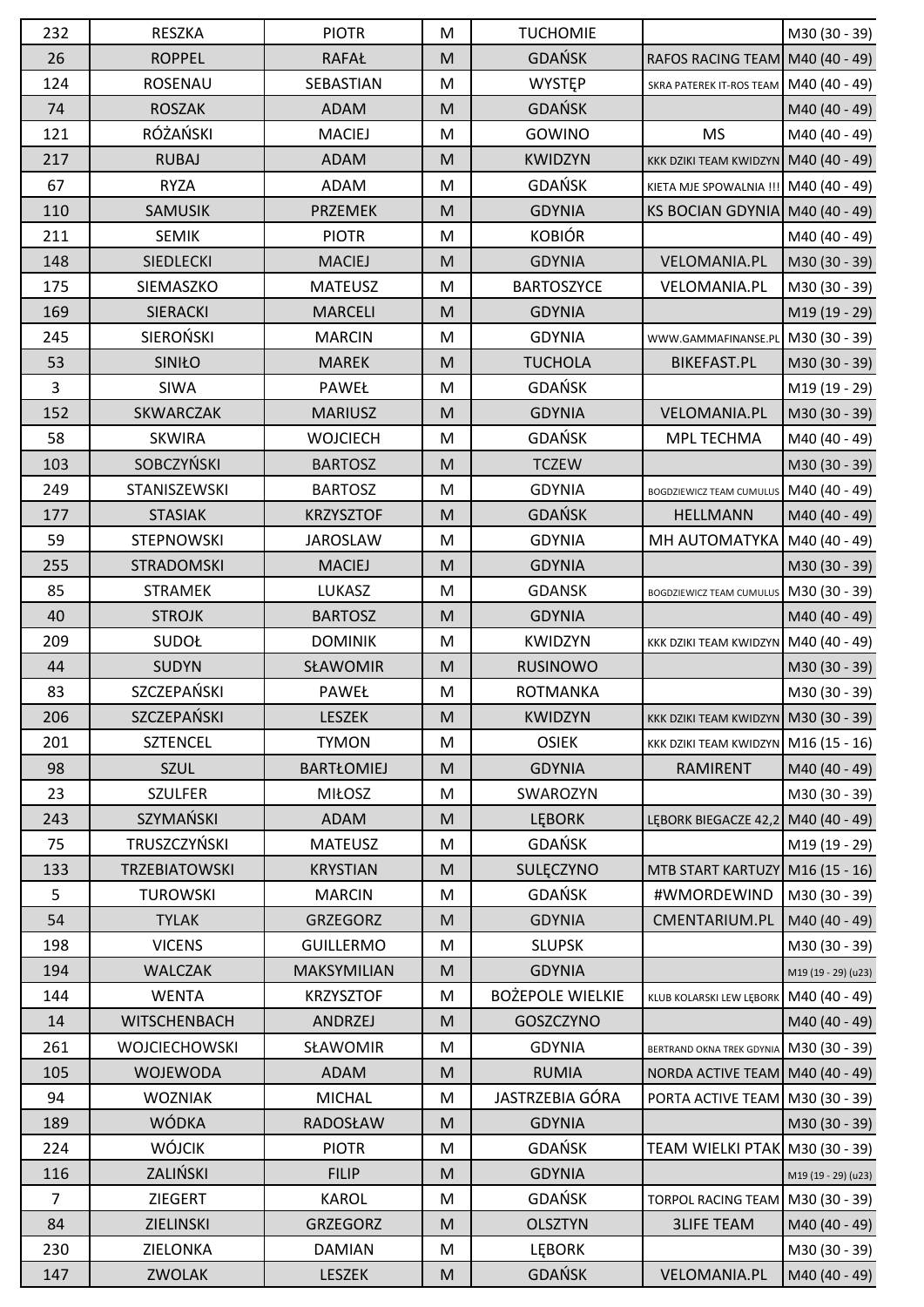| | | | | | | |
|---|---|---|---|---|---|---|
| 232 | RESZKA | PIOTR | M | TUCHOMIE | | M30 (30 - 39) |
| 26 | ROPPEL | RAFAŁ | M | GDAŃSK | RAFOS RACING TEAM | M40 (40 - 49) |
| 124 | ROSENAU | SEBASTIAN | M | WYSTĘP | SKRA PATEREK IT-ROS TEAM | M40 (40 - 49) |
| 74 | ROSZAK | ADAM | M | GDAŃSK | | M40 (40 - 49) |
| 121 | RÓŻAŃSKI | MACIEJ | M | GOWINO | MS | M40 (40 - 49) |
| 217 | RUBAJ | ADAM | M | KWIDZYN | KKK DZIKI TEAM KWIDZYN | M40 (40 - 49) |
| 67 | RYZA | ADAM | M | GDAŃSK | KIETA MJE SPOWALNIA !!! | M40 (40 - 49) |
| 110 | SAMUSIK | PRZEMEK | M | GDYNIA | KS BOCIAN GDYNIA | M40 (40 - 49) |
| 211 | SEMIK | PIOTR | M | KOBIÓR | | M40 (40 - 49) |
| 148 | SIEDLECKI | MACIEJ | M | GDYNIA | VELOMANIA.PL | M30 (30 - 39) |
| 175 | SIEMASZKO | MATEUSZ | M | BARTOSZYCE | VELOMANIA.PL | M30 (30 - 39) |
| 169 | SIERACKI | MARCELI | M | GDYNIA | | M19 (19 - 29) |
| 245 | SIEROŃSKI | MARCIN | M | GDYNIA | WWW.GAMMAFINANSE.PL | M30 (30 - 39) |
| 53 | SINIŁO | MAREK | M | TUCHOLA | BIKEFAST.PL | M30 (30 - 39) |
| 3 | SIWA | PAWEŁ | M | GDAŃSK | | M19 (19 - 29) |
| 152 | SKWARCZAK | MARIUSZ | M | GDYNIA | VELOMANIA.PL | M30 (30 - 39) |
| 58 | SKWIRA | WOJCIECH | M | GDAŃSK | MPL TECHMA | M40 (40 - 49) |
| 103 | SOBCZYŃSKI | BARTOSZ | M | TCZEW | | M30 (30 - 39) |
| 249 | STANISZEWSKI | BARTOSZ | M | GDYNIA | BOGDZIEWICZ TEAM CUMULUS | M40 (40 - 49) |
| 177 | STASIAK | KRZYSZTOF | M | GDAŃSK | HELLMANN | M40 (40 - 49) |
| 59 | STEPNOWSKI | JAROSLAW | M | GDYNIA | MH AUTOMATYKA | M40 (40 - 49) |
| 255 | STRADOMSKI | MACIEJ | M | GDYNIA | | M30 (30 - 39) |
| 85 | STRAMEK | LUKASZ | M | GDANSK | BOGDZIEWICZ TEAM CUMULUS | M30 (30 - 39) |
| 40 | STROJK | BARTOSZ | M | GDYNIA | | M40 (40 - 49) |
| 209 | SUDOŁ | DOMINIK | M | KWIDZYN | KKK DZIKI TEAM KWIDZYN | M40 (40 - 49) |
| 44 | SUDYN | SŁAWOMIR | M | RUSINOWO | | M30 (30 - 39) |
| 83 | SZCZEPAŃSKI | PAWEŁ | M | ROTMANKA | | M30 (30 - 39) |
| 206 | SZCZEPAŃSKI | LESZEK | M | KWIDZYN | KKK DZIKI TEAM KWIDZYN | M30 (30 - 39) |
| 201 | SZTENCEL | TYMON | M | OSIEK | KKK DZIKI TEAM KWIDZYN | M16 (15 - 16) |
| 98 | SZUL | BARTŁOMIEJ | M | GDYNIA | RAMIRENT | M40 (40 - 49) |
| 23 | SZULFER | MIŁOSZ | M | SWAROZYN | | M30 (30 - 39) |
| 243 | SZYMAŃSKI | ADAM | M | LĘBORK | LĘBORK BIEGACZE 42,2 | M40 (40 - 49) |
| 75 | TRUSZCZYŃSKI | MATEUSZ | M | GDAŃSK | | M19 (19 - 29) |
| 133 | TRZEBIATOWSKI | KRYSTIAN | M | SULĘCZYNO | MTB START KARTUZY | M16 (15 - 16) |
| 5 | TUROWSKI | MARCIN | M | GDAŃSK | #WMORDEWIND | M30 (30 - 39) |
| 54 | TYLAK | GRZEGORZ | M | GDYNIA | CMENTARIUM.PL | M40 (40 - 49) |
| 198 | VICENS | GUILLERMO | M | SLUPSK | | M30 (30 - 39) |
| 194 | WALCZAK | MAKSYMILIAN | M | GDYNIA | | M19 (19 - 29) (u23) |
| 144 | WENTA | KRZYSZTOF | M | BOŻEPOLE WIELKIE | KLUB KOLARSKI LEW LĘBORK | M40 (40 - 49) |
| 14 | WITSCHENBACH | ANDRZEJ | M | GOSZCZYNO | | M40 (40 - 49) |
| 261 | WOJCIECHOWSKI | SŁAWOMIR | M | GDYNIA | BERTRAND OKNA TREK GDYNIA | M30 (30 - 39) |
| 105 | WOJEWODA | ADAM | M | RUMIA | NORDA ACTIVE TEAM | M40 (40 - 49) |
| 94 | WOZNIAK | MICHAL | M | JASTRZEBIA GÓRA | PORTA ACTIVE TEAM | M30 (30 - 39) |
| 189 | WÓDKA | RADOSŁAW | M | GDYNIA | | M30 (30 - 39) |
| 224 | WÓJCIK | PIOTR | M | GDAŃSK | TEAM WIELKI PTAK | M30 (30 - 39) |
| 116 | ZALIŃSKI | FILIP | M | GDYNIA | | M19 (19 - 29) (u23) |
| 7 | ZIEGERT | KAROL | M | GDAŃSK | TORPOL RACING TEAM | M30 (30 - 39) |
| 84 | ZIELINSKI | GRZEGORZ | M | OLSZTYN | 3LIFE TEAM | M40 (40 - 49) |
| 230 | ZIELONKA | DAMIAN | M | LĘBORK | | M30 (30 - 39) |
| 147 | ZWOLAK | LESZEK | M | GDAŃSK | VELOMANIA.PL | M40 (40 - 49) |